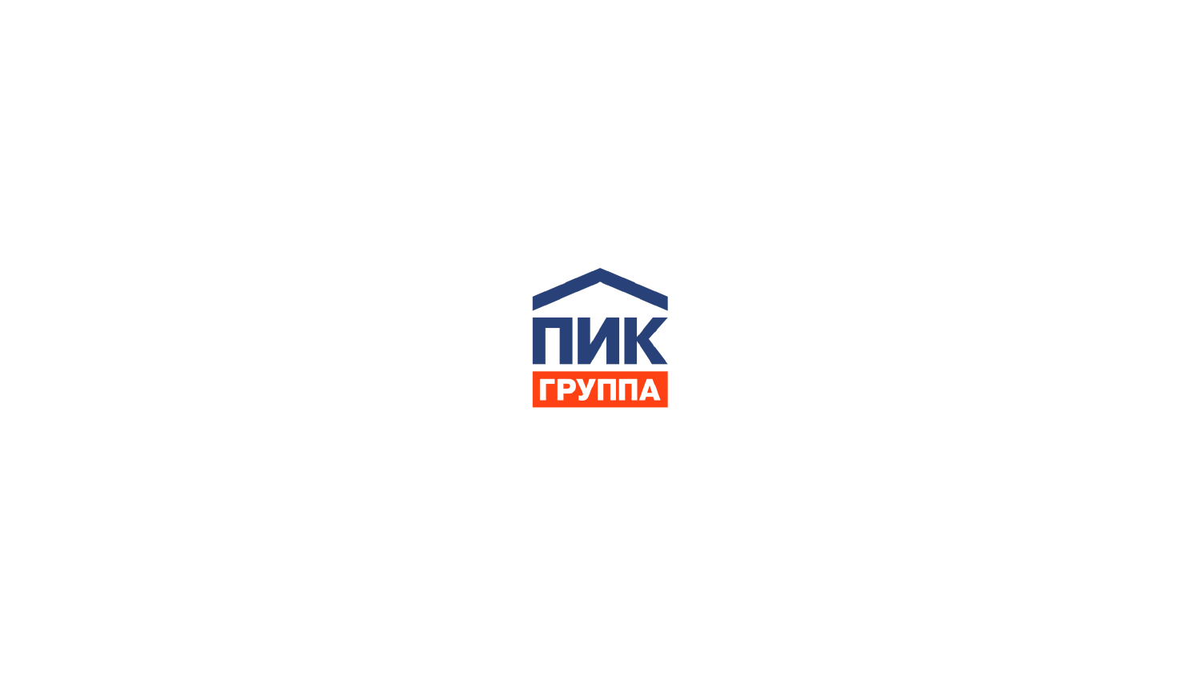ПИК

ГРУППА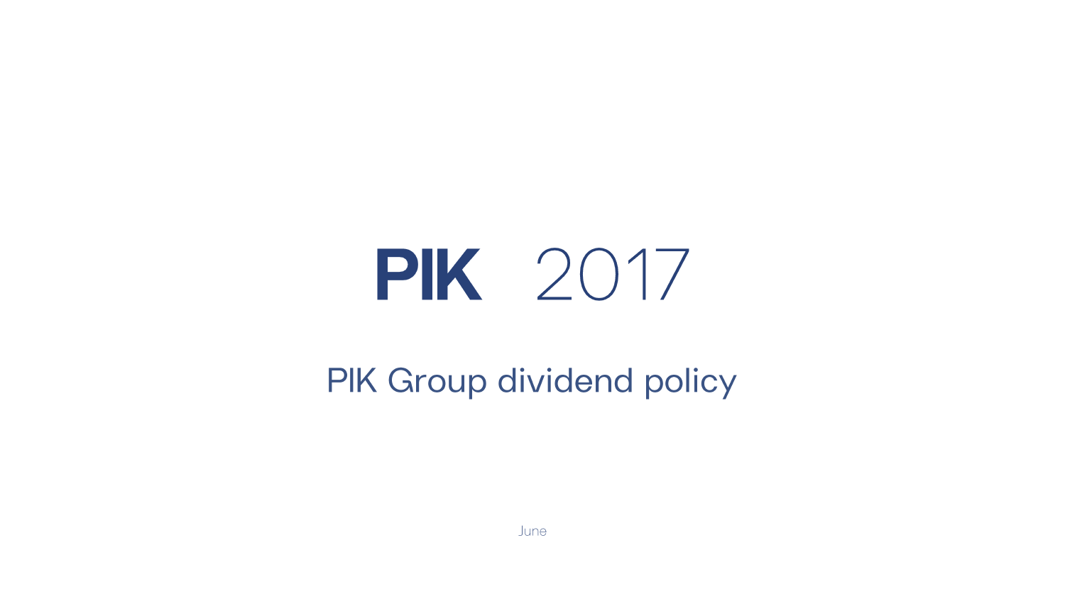# PIK 2017

## PIK Group dividend policy

June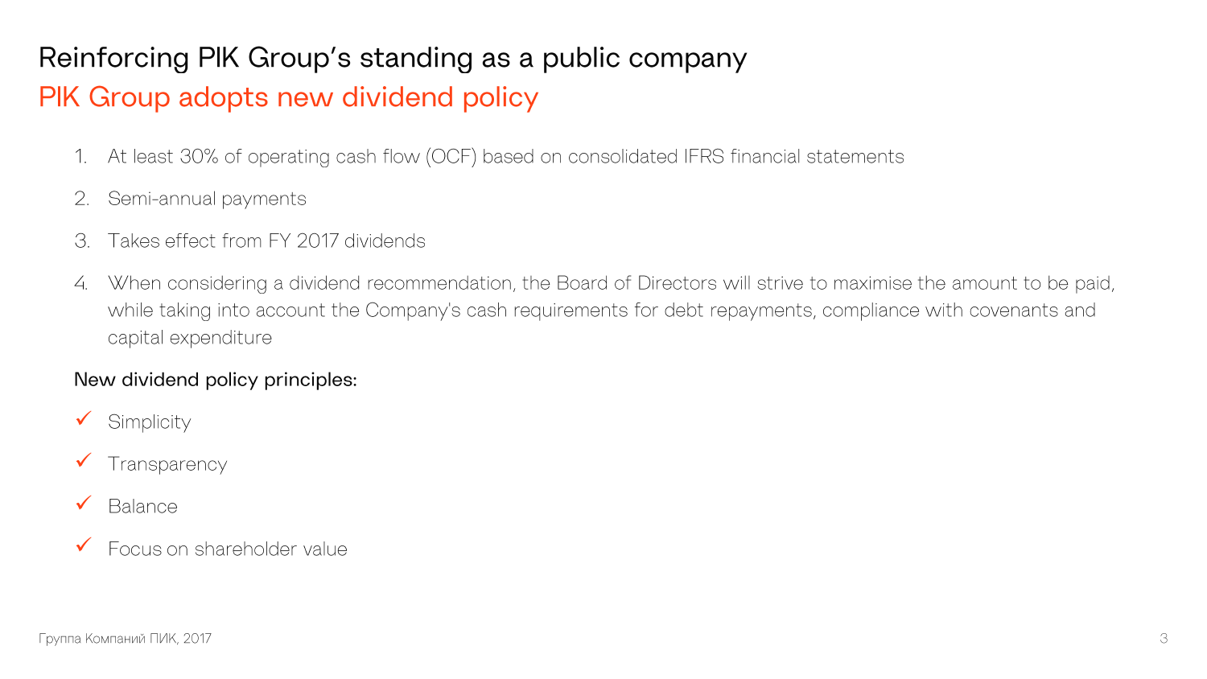# Reinforcing PIK Group's standing as a public company

## PIK Group adopts new dividend policy

1. At least 30% of operating cash flow (OCF) based on consolidated IFRS financial statements
2. Semi-annual payments
3. Takes effect from FY 2017 dividends
4. When considering a dividend recommendation, the Board of Directors will strive to maximise the amount to be paid, while taking into account the Company's cash requirements for debt repayments, compliance with covenants and capital expenditure

New dividend policy principles:

- ✓ Simplicity
- ✓ Transparency
- ✓ Balance
- ✓ Focus on shareholder value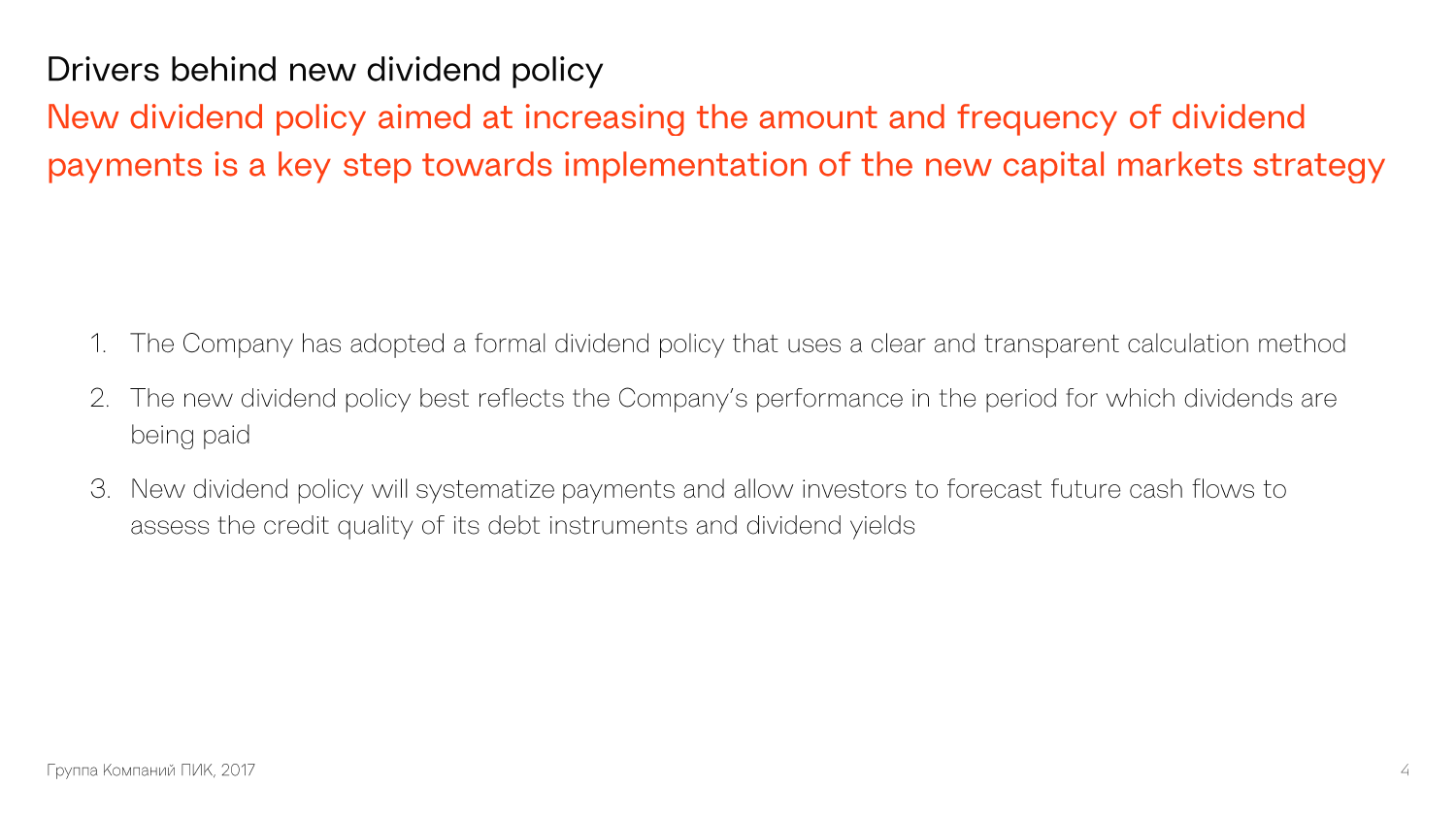# Drivers behind new dividend policy

## New dividend policy aimed at increasing the amount and frequency of dividend payments is a key step towards implementation of the new capital markets strategy

1. The Company has adopted a formal dividend policy that uses a clear and transparent calculation method
2. The new dividend policy best reflects the Company's performance in the period for which dividends are being paid
3. New dividend policy will systematize payments and allow investors to forecast future cash flows to assess the credit quality of its debt instruments and dividend yields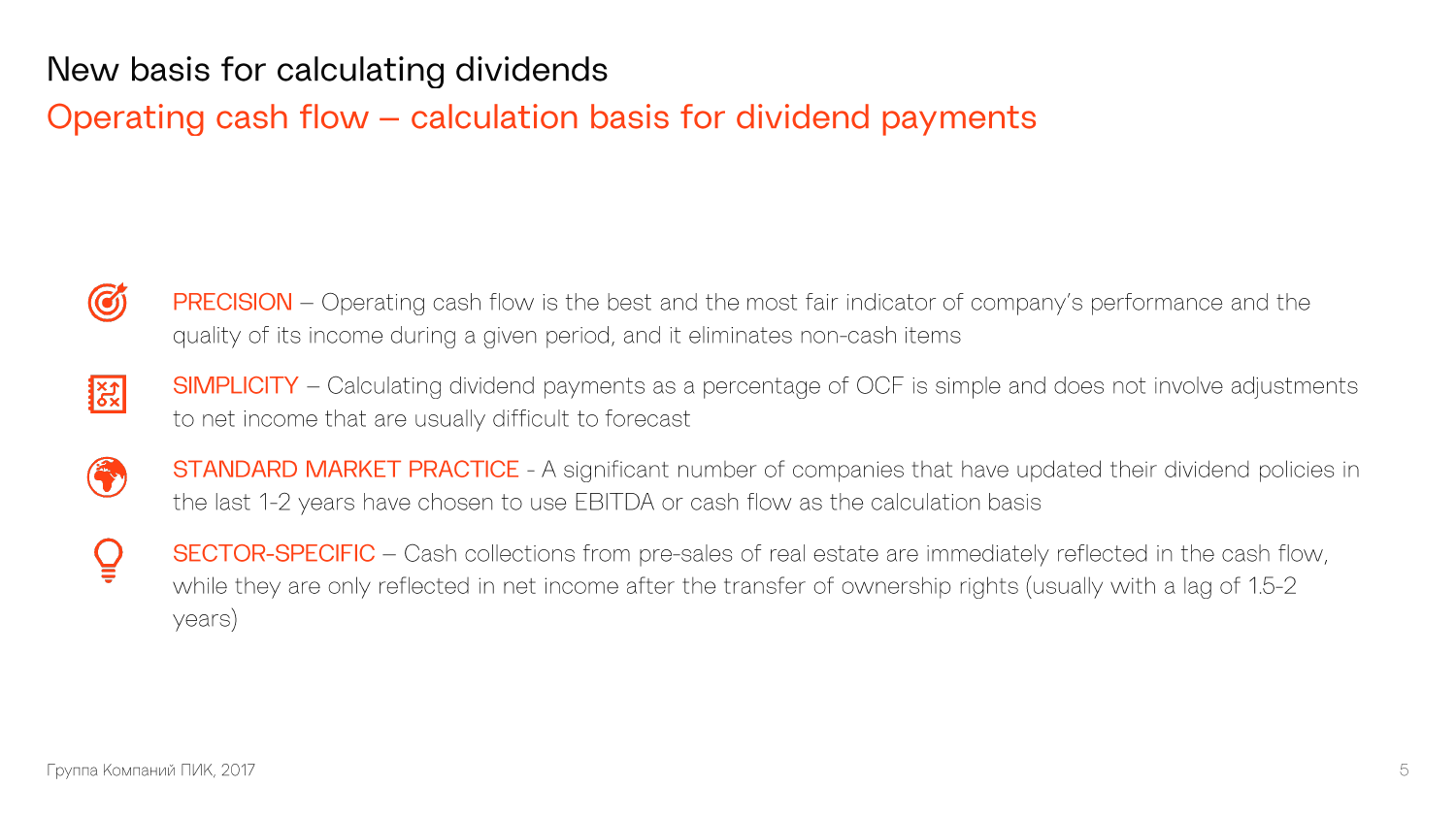# New basis for calculating dividends

## Operating cash flow – calculation basis for dividend payments

- **PRECISION** – Operating cash flow is the best and the most fair indicator of company's performance and the quality of its income during a given period, and it eliminates non-cash items
- **SIMPLICITY** – Calculating dividend payments as a percentage of OCF is simple and does not involve adjustments to net income that are usually difficult to forecast
- **STANDARD MARKET PRACTICE** - A significant number of companies that have updated their dividend policies in the last 1-2 years have chosen to use EBITDA or cash flow as the calculation basis
- **SECTOR-SPECIFIC** – Cash collections from pre-sales of real estate are immediately reflected in the cash flow, while they are only reflected in net income after the transfer of ownership rights (usually with a lag of 1.5-2 years)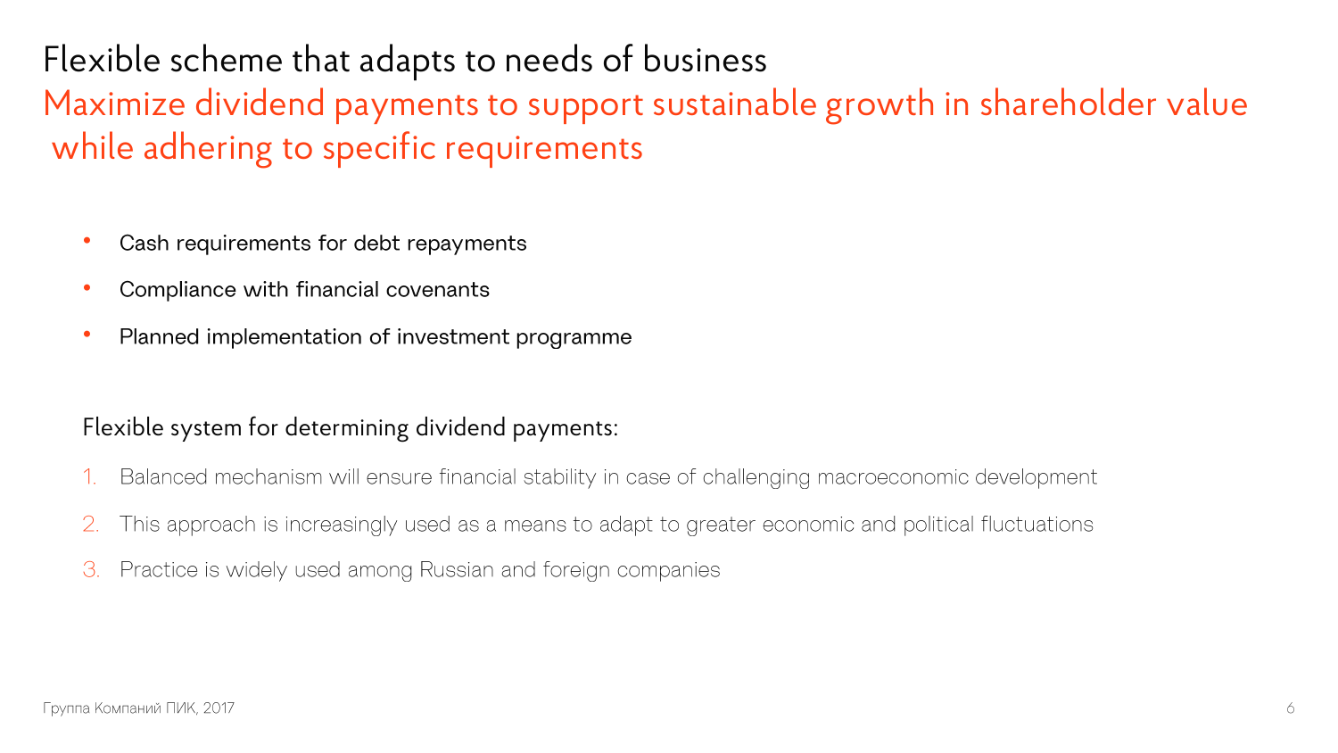# Flexible scheme that adapts to needs of business

## Maximize dividend payments to support sustainable growth in shareholder value while adhering to specific requirements

- Cash requirements for debt repayments
- Compliance with financial covenants
- Planned implementation of investment programme

Flexible system for determining dividend payments:

1. Balanced mechanism will ensure financial stability in case of challenging macroeconomic development
2. This approach is increasingly used as a means to adapt to greater economic and political fluctuations
3. Practice is widely used among Russian and foreign companies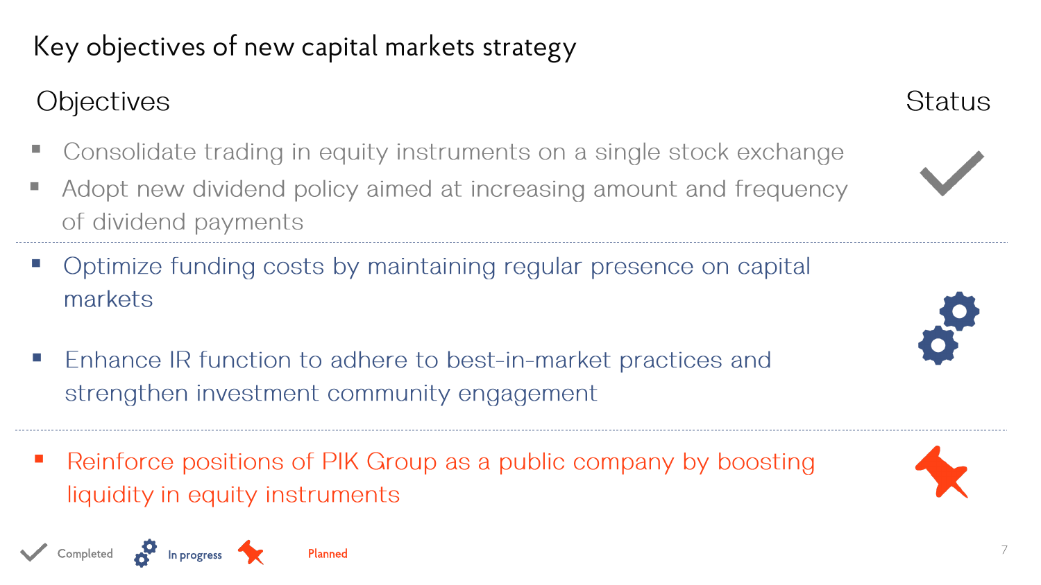# Key objectives of new capital markets strategy

| Objectives | Status |
| --- | --- |
| Consolidate trading in equity instruments on a single stock exchange; Adopt new dividend policy aimed at increasing amount and frequency of dividend payments | Completed |
| Optimize funding costs by maintaining regular presence on capital markets; Enhance IR function to adhere to best-in-market practices and strengthen investment community engagement | In progress |
| Reinforce positions of PIK Group as a public company by boosting liquidity in equity instruments | Planned |

Legend: Completed · In progress · Planned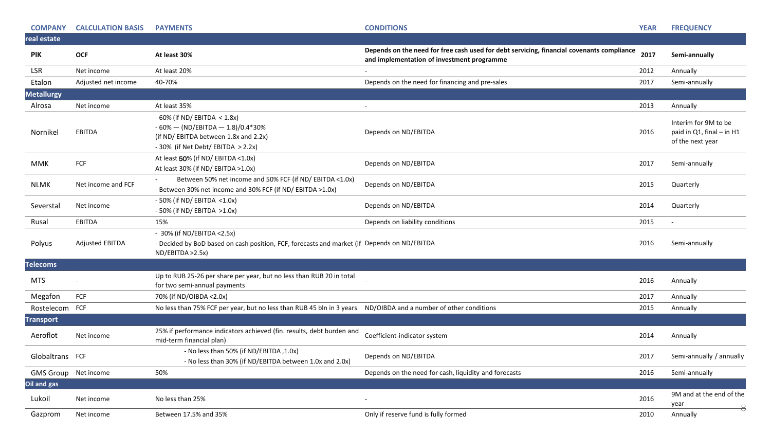| COMPANY | CALCULATION BASIS | PAYMENTS | CONDITIONS | YEAR | FREQUENCY |
|---|---|---|---|---|---|
| **real estate** | | | | | |
| **PIK** | **OCF** | **At least 30%** | **Depends on the need for free cash used for debt servicing, financial covenants compliance and implementation of investment programme** | **2017** | **Semi-annually** |
| LSR | Net income | At least 20% | - | 2012 | Annually |
| Etalon | Adjusted net income | 40-70% | Depends on the need for financing and pre-sales | 2017 | Semi-annually |
| **Metallurgy** | | | | | |
| Alrosa | Net income | At least 35% | - | 2013 | Annually |
| Nornikel | EBITDA | - 60% (if ND/ EBITDA < 1.8x)<br>- 60% — (ND/EBITDA — 1.8)/0.4*30% (if ND/ EBITDA between 1.8x and 2.2x)<br>- 30% (if Net Debt/ EBITDA > 2.2x) | Depends on ND/EBITDA | 2016 | Interim for 9M to be paid in Q1, final – in H1 of the next year |
| MMK | FCF | At least **50**% (if ND/ EBITDA <1.0x)<br>At least 30% (if ND/ EBITDA >1.0x) | Depends on ND/EBITDA | 2017 | Semi-annually |
| NLMK | Net income and FCF | - Between 50% net income and 50% FCF (if ND/ EBITDA <1.0x)<br>- Between 30% net income and 30% FCF (if ND/ EBITDA >1.0x) | Depends on ND/EBITDA | 2015 | Quarterly |
| Severstal | Net income | - 50% (if ND/ EBITDA <1.0x)<br>- 50% (if ND/ EBITDA >1.0x) | Depends on ND/EBITDA | 2014 | Quarterly |
| Rusal | EBITDA | 15% | Depends on liability conditions | 2015 | - |
| Polyus | Adjusted EBITDA | - 30% (if ND/EBITDA <2.5x)<br>- Decided by BoD based on cash position, FCF, forecasts and market (if ND/EBITDA >2.5x) | Depends on ND/EBITDA | 2016 | Semi-annually |
| **Telecoms** | | | | | |
| MTS | - | Up to RUB 25-26 per share per year, but no less than RUB 20 in total for two semi-annual payments | - | 2016 | Annually |
| Megafon | FCF | 70% (if ND/OIBDA <2.0x) | | 2017 | Annually |
| Rostelecom | FCF | No less than 75% FCF per year, but no less than RUB 45 bln in 3 years | ND/OIBDA and a number of other conditions | 2015 | Annually |
| **Transport** | | | | | |
| Aeroflot | Net income | 25% if performance indicators achieved (fin. results, debt burden and mid-term financial plan) | Coefficient-indicator system | 2014 | Annually |
| Globaltrans | FCF | - No less than 50% (if ND/EBITDA ,1.0x)<br>- No less than 30% (if ND/EBITDA between 1.0x and 2.0x) | Depends on ND/EBITDA | 2017 | Semi-annually / annually |
| GMS Group | Net income | 50% | Depends on the need for cash, liquidity and forecasts | 2016 | Semi-annually |
| **Oil and gas** | | | | | |
| Lukoil | Net income | No less than 25% | - | 2016 | 9M and at the end of the year |
| Gazprom | Net income | Between 17.5% and 35% | Only if reserve fund is fully formed | 2010 | Annually |